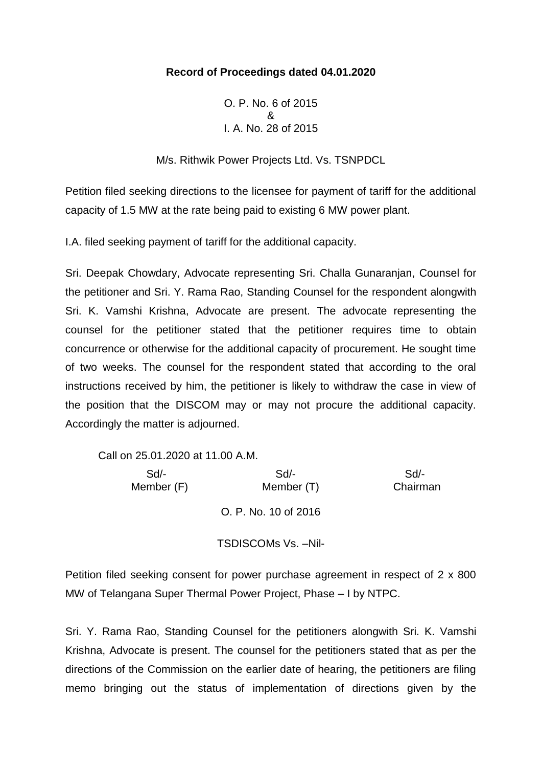**Record of Proceedings dated 04.01.2020**

O. P. No. 6 of 2015
&
I. A. No. 28 of 2015

M/s. Rithwik Power Projects Ltd. Vs. TSNPDCL

Petition filed seeking directions to the licensee for payment of tariff for the additional capacity of 1.5 MW at the rate being paid to existing 6 MW power plant.

I.A. filed seeking payment of tariff for the additional capacity.

Sri. Deepak Chowdary, Advocate representing Sri. Challa Gunaranjan, Counsel for the petitioner and Sri. Y. Rama Rao, Standing Counsel for the respondent alongwith Sri. K. Vamshi Krishna, Advocate are present. The advocate representing the counsel for the petitioner stated that the petitioner requires time to obtain concurrence or otherwise for the additional capacity of procurement. He sought time of two weeks. The counsel for the respondent stated that according to the oral instructions received by him, the petitioner is likely to withdraw the case in view of the position that the DISCOM may or may not procure the additional capacity. Accordingly the matter is adjourned.

Call on 25.01.2020 at 11.00 A.M.

| Sd/- | Sd/- | Sd/- |
|---|---|---|
| Member (F) | Member (T) | Chairman |

O. P. No. 10 of 2016

TSDISCOMs Vs. –Nil-

Petition filed seeking consent for power purchase agreement in respect of 2 x 800 MW of Telangana Super Thermal Power Project, Phase – I by NTPC.

Sri. Y. Rama Rao, Standing Counsel for the petitioners alongwith Sri. K. Vamshi Krishna, Advocate is present. The counsel for the petitioners stated that as per the directions of the Commission on the earlier date of hearing, the petitioners are filing memo bringing out the status of implementation of directions given by the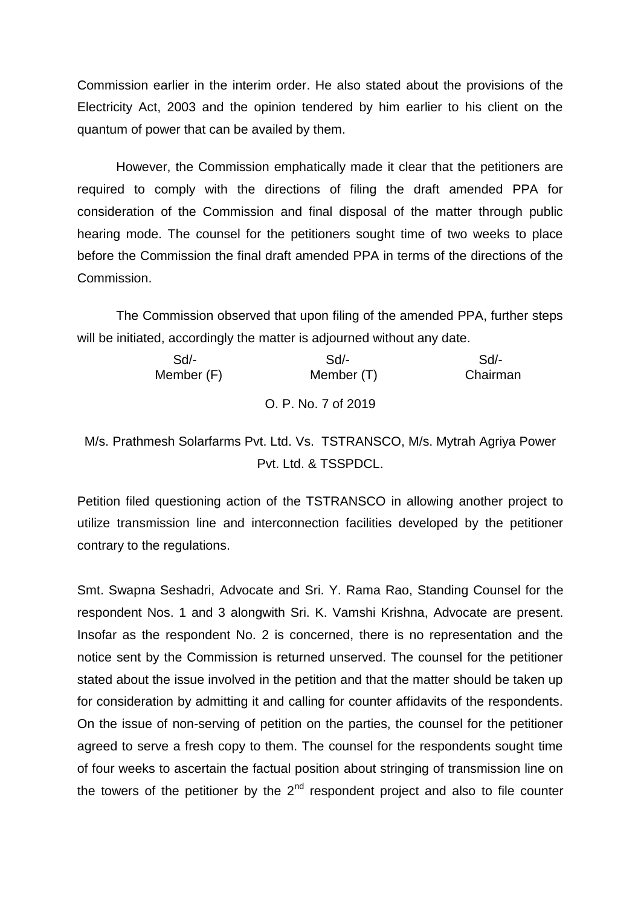Commission earlier in the interim order. He also stated about the provisions of the Electricity Act, 2003 and the opinion tendered by him earlier to his client on the quantum of power that can be availed by them.

However, the Commission emphatically made it clear that the petitioners are required to comply with the directions of filing the draft amended PPA for consideration of the Commission and final disposal of the matter through public hearing mode. The counsel for the petitioners sought time of two weeks to place before the Commission the final draft amended PPA in terms of the directions of the Commission.

The Commission observed that upon filing of the amended PPA, further steps will be initiated, accordingly the matter is adjourned without any date.

| Sd/- | Sd/- | Sd/- |
|---|---|---|
| Member (F) | Member (T) | Chairman |

O. P. No. 7 of 2019

M/s. Prathmesh Solarfarms Pvt. Ltd. Vs. TSTRANSCO, M/s. Mytrah Agriya Power Pvt. Ltd. & TSSPDCL.

Petition filed questioning action of the TSTRANSCO in allowing another project to utilize transmission line and interconnection facilities developed by the petitioner contrary to the regulations.

Smt. Swapna Seshadri, Advocate and Sri. Y. Rama Rao, Standing Counsel for the respondent Nos. 1 and 3 alongwith Sri. K. Vamshi Krishna, Advocate are present. Insofar as the respondent No. 2 is concerned, there is no representation and the notice sent by the Commission is returned unserved. The counsel for the petitioner stated about the issue involved in the petition and that the matter should be taken up for consideration by admitting it and calling for counter affidavits of the respondents. On the issue of non-serving of petition on the parties, the counsel for the petitioner agreed to serve a fresh copy to them. The counsel for the respondents sought time of four weeks to ascertain the factual position about stringing of transmission line on the towers of the petitioner by the 2nd respondent project and also to file counter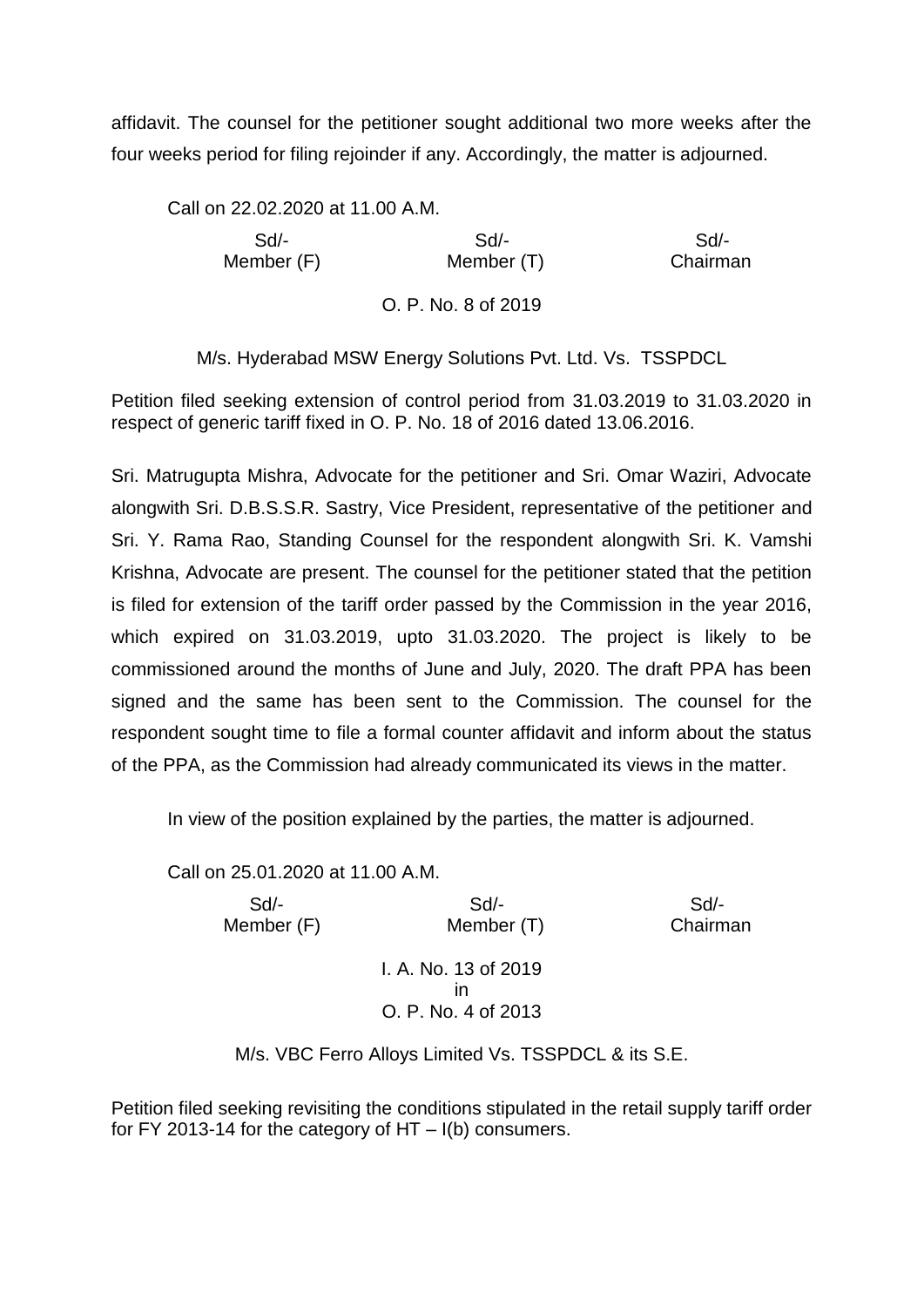affidavit. The counsel for the petitioner sought additional two more weeks after the four weeks period for filing rejoinder if any. Accordingly, the matter is adjourned.

Call on 22.02.2020 at 11.00 A.M.

| Sd/- | Sd/- | Sd/- |
|---|---|---|
| Member (F) | Member (T) | Chairman |

O. P. No. 8 of 2019

M/s. Hyderabad MSW Energy Solutions Pvt. Ltd. Vs. TSSPDCL

Petition filed seeking extension of control period from 31.03.2019 to 31.03.2020 in respect of generic tariff fixed in O. P. No. 18 of 2016 dated 13.06.2016.

Sri. Matrugupta Mishra, Advocate for the petitioner and Sri. Omar Waziri, Advocate alongwith Sri. D.B.S.S.R. Sastry, Vice President, representative of the petitioner and Sri. Y. Rama Rao, Standing Counsel for the respondent alongwith Sri. K. Vamshi Krishna, Advocate are present. The counsel for the petitioner stated that the petition is filed for extension of the tariff order passed by the Commission in the year 2016, which expired on 31.03.2019, upto 31.03.2020. The project is likely to be commissioned around the months of June and July, 2020. The draft PPA has been signed and the same has been sent to the Commission. The counsel for the respondent sought time to file a formal counter affidavit and inform about the status of the PPA, as the Commission had already communicated its views in the matter.

In view of the position explained by the parties, the matter is adjourned.

Call on 25.01.2020 at 11.00 A.M.

| Sd/- | Sd/- | Sd/- |
|---|---|---|
| Member (F) | Member (T) | Chairman |

I. A. No. 13 of 2019
in
O. P. No. 4 of 2013

M/s. VBC Ferro Alloys Limited Vs. TSSPDCL & its S.E.

Petition filed seeking revisiting the conditions stipulated in the retail supply tariff order for FY 2013-14 for the category of HT – I(b) consumers.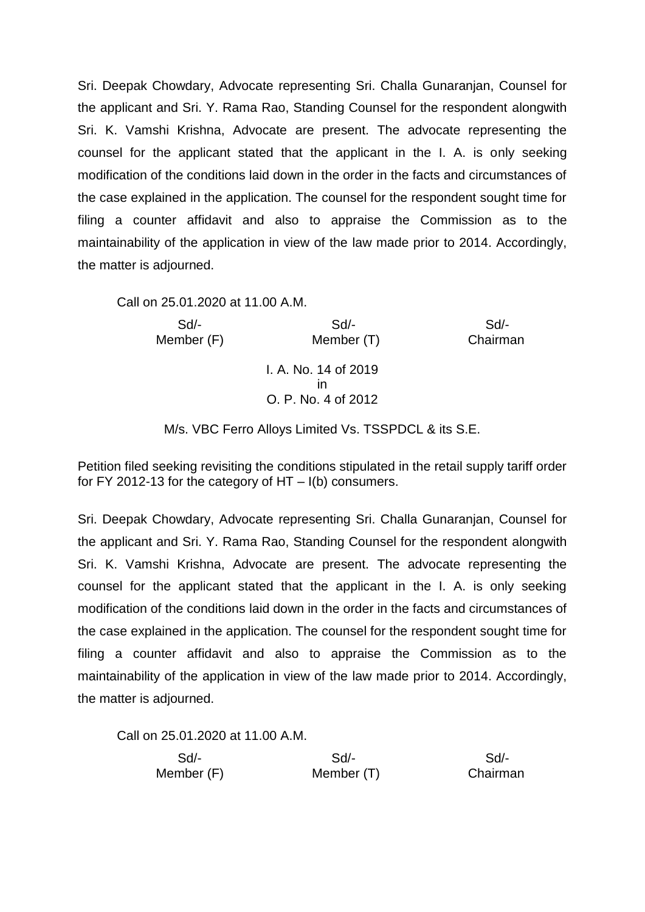Sri. Deepak Chowdary, Advocate representing Sri. Challa Gunaranjan, Counsel for the applicant and Sri. Y. Rama Rao, Standing Counsel for the respondent alongwith Sri. K. Vamshi Krishna, Advocate are present. The advocate representing the counsel for the applicant stated that the applicant in the I. A. is only seeking modification of the conditions laid down in the order in the facts and circumstances of the case explained in the application. The counsel for the respondent sought time for filing a counter affidavit and also to appraise the Commission as to the maintainability of the application in view of the law made prior to 2014. Accordingly, the matter is adjourned.

Call on 25.01.2020 at 11.00 A.M.

| Sd/- | Sd/- | Sd/- |
|---|---|---|
| Member (F) | Member (T) | Chairman |

I. A. No. 14 of 2019
in
O. P. No. 4 of 2012

M/s. VBC Ferro Alloys Limited Vs. TSSPDCL & its S.E.

Petition filed seeking revisiting the conditions stipulated in the retail supply tariff order for FY 2012-13 for the category of HT – I(b) consumers.

Sri. Deepak Chowdary, Advocate representing Sri. Challa Gunaranjan, Counsel for the applicant and Sri. Y. Rama Rao, Standing Counsel for the respondent alongwith Sri. K. Vamshi Krishna, Advocate are present. The advocate representing the counsel for the applicant stated that the applicant in the I. A. is only seeking modification of the conditions laid down in the order in the facts and circumstances of the case explained in the application. The counsel for the respondent sought time for filing a counter affidavit and also to appraise the Commission as to the maintainability of the application in view of the law made prior to 2014. Accordingly, the matter is adjourned.

Call on 25.01.2020 at 11.00 A.M.

| Sd/- | Sd/- | Sd/- |
|---|---|---|
| Member (F) | Member (T) | Chairman |